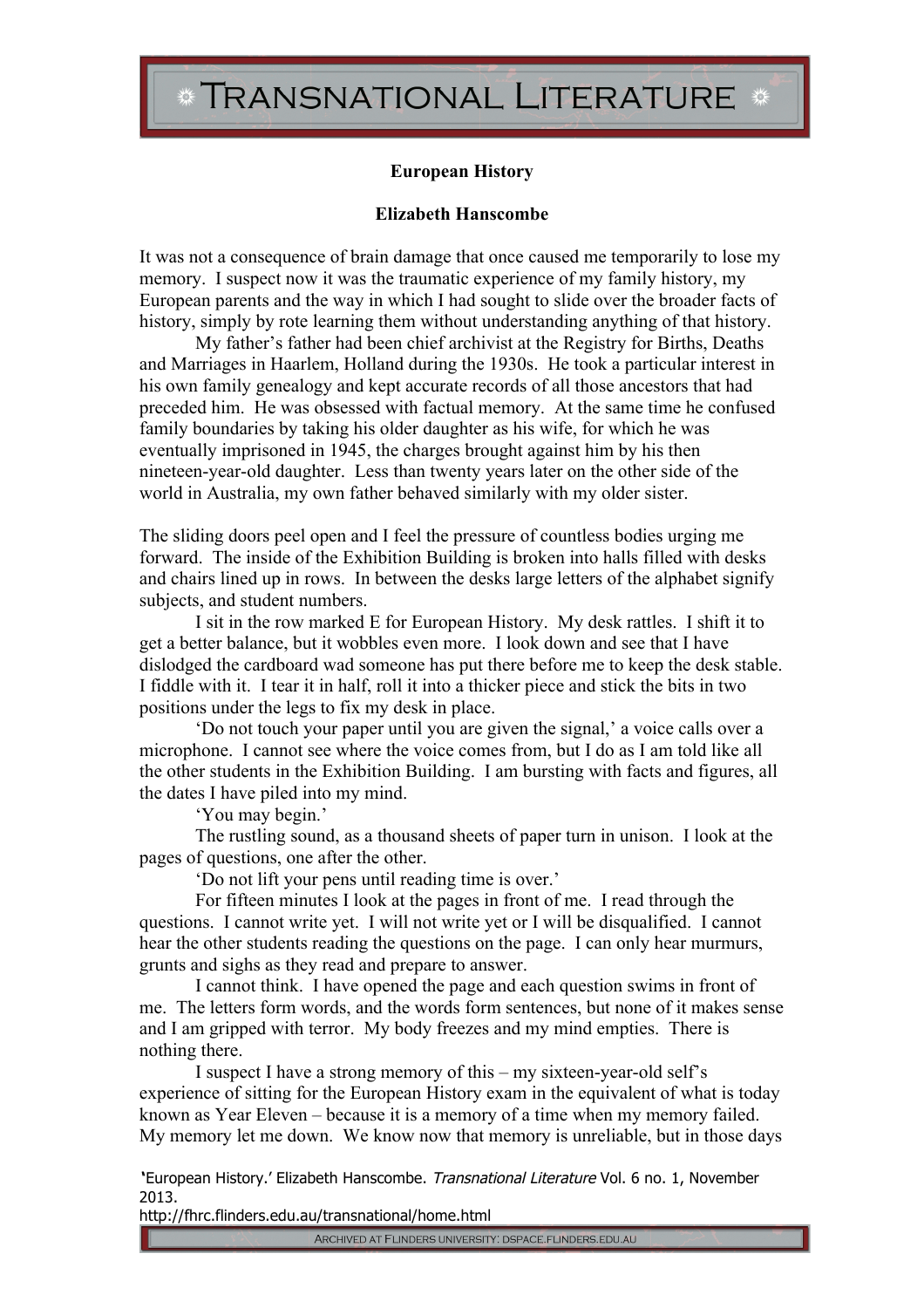# European History

**Elizabeth Hanscombe**

It was not a consequence of brain damage that once caused me temporarily to lose my memory. I suspect now it was the traumatic experience of my family history, my European parents and the way in which I had sought to slide over the broader facts of history, simply by rote learning them without understanding anything of that history.

My father's father had been chief archivist at the Registry for Births, Deaths and Marriages in Haarlem, Holland during the 1930s. He took a particular interest in his own family genealogy and kept accurate records of all those ancestors that had preceded him. He was obsessed with factual memory. At the same time he confused family boundaries by taking his older daughter as his wife, for which he was eventually imprisoned in 1945, the charges brought against him by his then nineteen-year-old daughter. Less than twenty years later on the other side of the world in Australia, my own father behaved similarly with my older sister.

The sliding doors peel open and I feel the pressure of countless bodies urging me forward. The inside of the Exhibition Building is broken into halls filled with desks and chairs lined up in rows. In between the desks large letters of the alphabet signify subjects, and student numbers.

I sit in the row marked E for European History. My desk rattles. I shift it to get a better balance, but it wobbles even more. I look down and see that I have dislodged the cardboard wad someone has put there before me to keep the desk stable. I fiddle with it. I tear it in half, roll it into a thicker piece and stick the bits in two positions under the legs to fix my desk in place.

'Do not touch your paper until you are given the signal,' a voice calls over a microphone. I cannot see where the voice comes from, but I do as I am told like all the other students in the Exhibition Building. I am bursting with facts and figures, all the dates I have piled into my mind.

'You may begin.'

The rustling sound, as a thousand sheets of paper turn in unison. I look at the pages of questions, one after the other.

'Do not lift your pens until reading time is over.'

For fifteen minutes I look at the pages in front of me. I read through the questions. I cannot write yet. I will not write yet or I will be disqualified. I cannot hear the other students reading the questions on the page. I can only hear murmurs, grunts and sighs as they read and prepare to answer.

I cannot think. I have opened the page and each question swims in front of me. The letters form words, and the words form sentences, but none of it makes sense and I am gripped with terror. My body freezes and my mind empties. There is nothing there.

I suspect I have a strong memory of this – my sixteen-year-old self's experience of sitting for the European History exam in the equivalent of what is today known as Year Eleven – because it is a memory of a time when my memory failed. My memory let me down. We know now that memory is unreliable, but in those days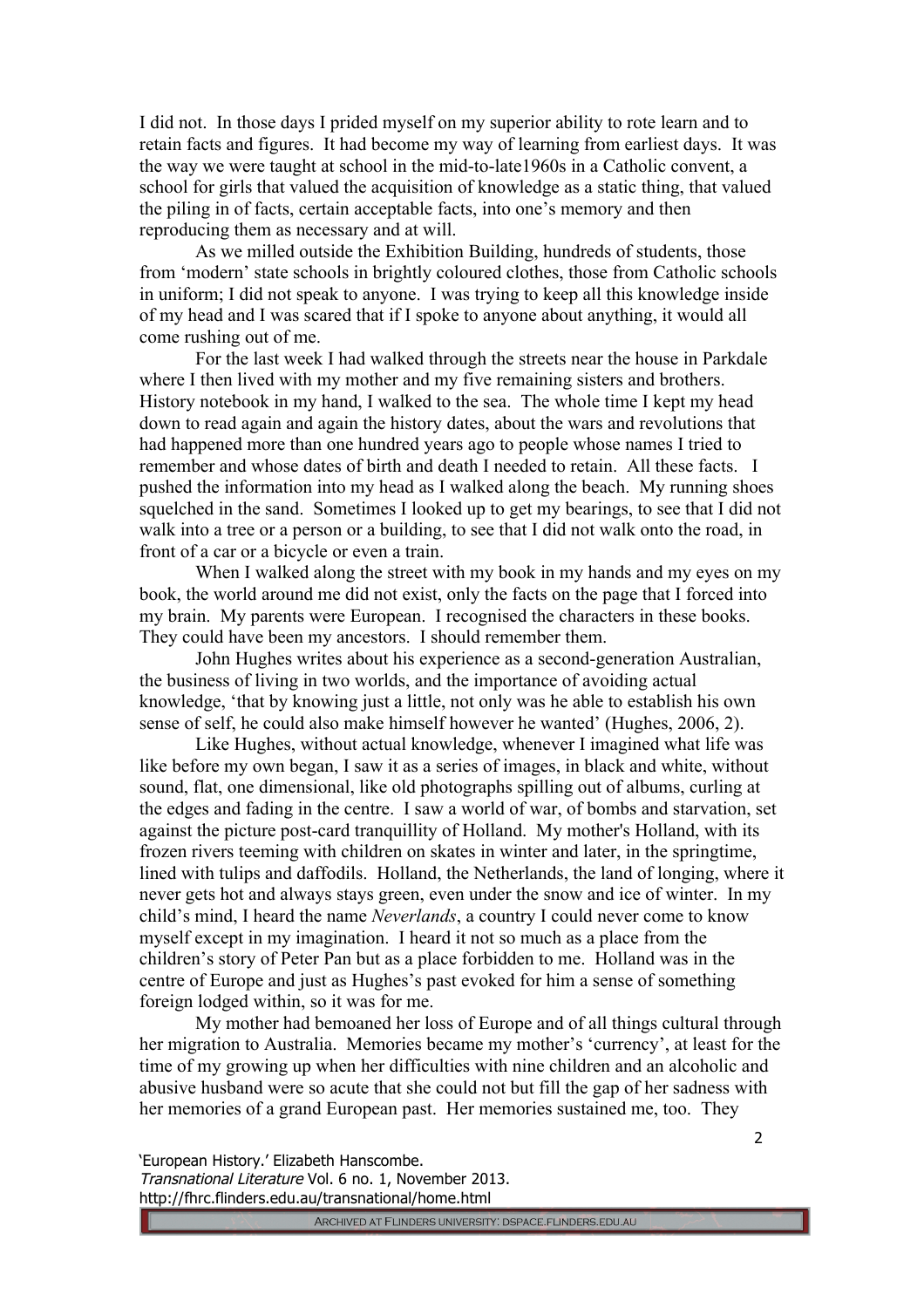I did not. In those days I prided myself on my superior ability to rote learn and to retain facts and figures. It had become my way of learning from earliest days. It was the way we were taught at school in the mid-to-late1960s in a Catholic convent, a school for girls that valued the acquisition of knowledge as a static thing, that valued the piling in of facts, certain acceptable facts, into one's memory and then reproducing them as necessary and at will.

As we milled outside the Exhibition Building, hundreds of students, those from 'modern' state schools in brightly coloured clothes, those from Catholic schools in uniform; I did not speak to anyone. I was trying to keep all this knowledge inside of my head and I was scared that if I spoke to anyone about anything, it would all come rushing out of me.

For the last week I had walked through the streets near the house in Parkdale where I then lived with my mother and my five remaining sisters and brothers. History notebook in my hand, I walked to the sea. The whole time I kept my head down to read again and again the history dates, about the wars and revolutions that had happened more than one hundred years ago to people whose names I tried to remember and whose dates of birth and death I needed to retain. All these facts. I pushed the information into my head as I walked along the beach. My running shoes squelched in the sand. Sometimes I looked up to get my bearings, to see that I did not walk into a tree or a person or a building, to see that I did not walk onto the road, in front of a car or a bicycle or even a train.

When I walked along the street with my book in my hands and my eyes on my book, the world around me did not exist, only the facts on the page that I forced into my brain. My parents were European. I recognised the characters in these books. They could have been my ancestors. I should remember them.

John Hughes writes about his experience as a second-generation Australian, the business of living in two worlds, and the importance of avoiding actual knowledge, 'that by knowing just a little, not only was he able to establish his own sense of self, he could also make himself however he wanted' (Hughes, 2006, 2).

Like Hughes, without actual knowledge, whenever I imagined what life was like before my own began, I saw it as a series of images, in black and white, without sound, flat, one dimensional, like old photographs spilling out of albums, curling at the edges and fading in the centre. I saw a world of war, of bombs and starvation, set against the picture post-card tranquillity of Holland. My mother's Holland, with its frozen rivers teeming with children on skates in winter and later, in the springtime, lined with tulips and daffodils. Holland, the Netherlands, the land of longing, where it never gets hot and always stays green, even under the snow and ice of winter. In my child's mind, I heard the name *Neverlands*, a country I could never come to know myself except in my imagination. I heard it not so much as a place from the children's story of Peter Pan but as a place forbidden to me. Holland was in the centre of Europe and just as Hughes's past evoked for him a sense of something foreign lodged within, so it was for me.

My mother had bemoaned her loss of Europe and of all things cultural through her migration to Australia. Memories became my mother's 'currency', at least for the time of my growing up when her difficulties with nine children and an alcoholic and abusive husband were so acute that she could not but fill the gap of her sadness with her memories of a grand European past. Her memories sustained me, too. They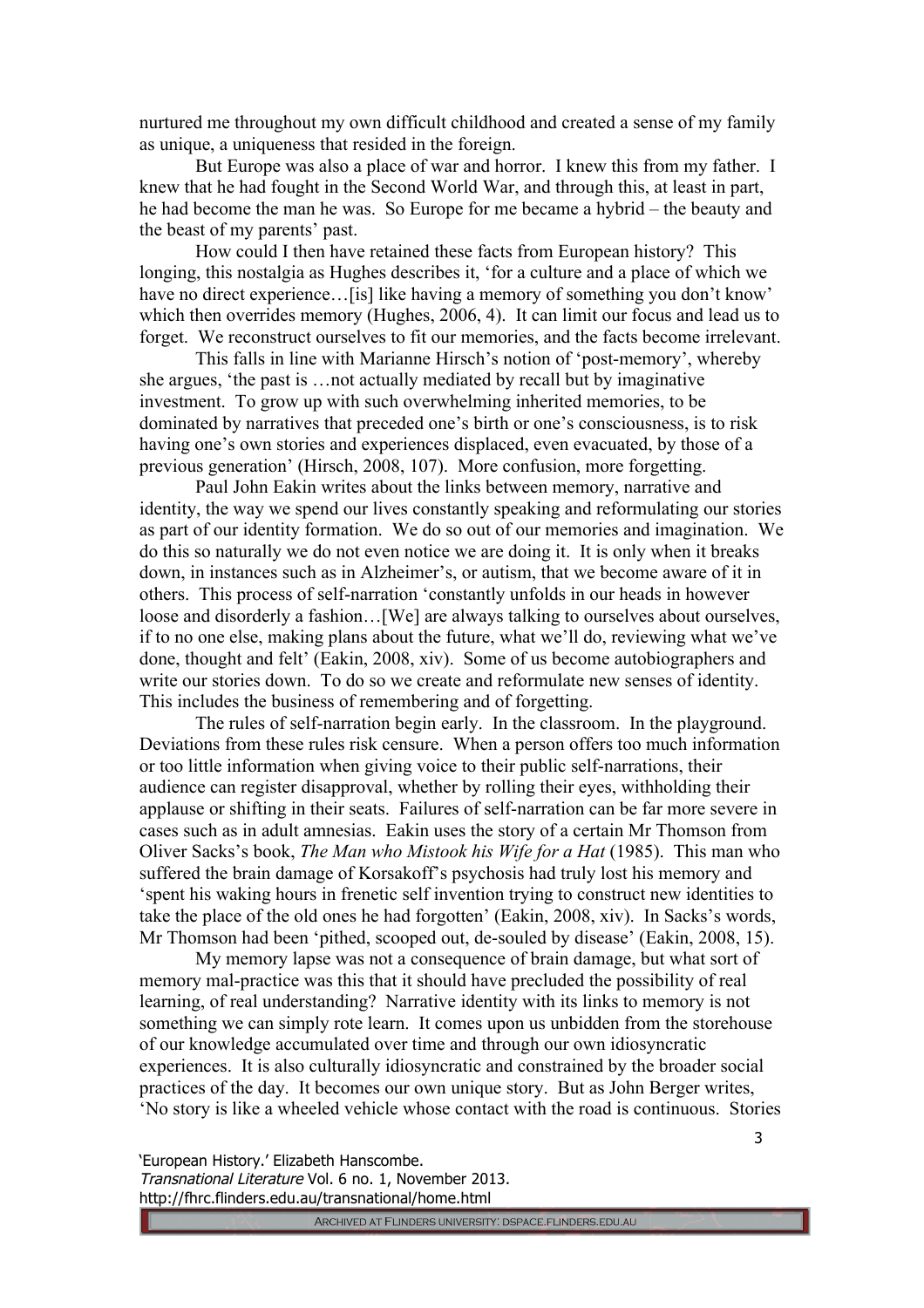nurtured me throughout my own difficult childhood and created a sense of my family as unique, a uniqueness that resided in the foreign.

But Europe was also a place of war and horror. I knew this from my father. I knew that he had fought in the Second World War, and through this, at least in part, he had become the man he was. So Europe for me became a hybrid – the beauty and the beast of my parents' past.

How could I then have retained these facts from European history? This longing, this nostalgia as Hughes describes it, 'for a culture and a place of which we have no direct experience…[is] like having a memory of something you don't know' which then overrides memory (Hughes, 2006, 4). It can limit our focus and lead us to forget. We reconstruct ourselves to fit our memories, and the facts become irrelevant.

This falls in line with Marianne Hirsch's notion of 'post-memory', whereby she argues, 'the past is …not actually mediated by recall but by imaginative investment. To grow up with such overwhelming inherited memories, to be dominated by narratives that preceded one's birth or one's consciousness, is to risk having one's own stories and experiences displaced, even evacuated, by those of a previous generation' (Hirsch, 2008, 107). More confusion, more forgetting.

Paul John Eakin writes about the links between memory, narrative and identity, the way we spend our lives constantly speaking and reformulating our stories as part of our identity formation. We do so out of our memories and imagination. We do this so naturally we do not even notice we are doing it. It is only when it breaks down, in instances such as in Alzheimer's, or autism, that we become aware of it in others. This process of self-narration 'constantly unfolds in our heads in however loose and disorderly a fashion…[We] are always talking to ourselves about ourselves, if to no one else, making plans about the future, what we'll do, reviewing what we've done, thought and felt' (Eakin, 2008, xiv). Some of us become autobiographers and write our stories down. To do so we create and reformulate new senses of identity. This includes the business of remembering and of forgetting.

The rules of self-narration begin early. In the classroom. In the playground. Deviations from these rules risk censure. When a person offers too much information or too little information when giving voice to their public self-narrations, their audience can register disapproval, whether by rolling their eyes, withholding their applause or shifting in their seats. Failures of self-narration can be far more severe in cases such as in adult amnesias. Eakin uses the story of a certain Mr Thomson from Oliver Sacks's book, *The Man who Mistook his Wife for a Hat* (1985). This man who suffered the brain damage of Korsakoff's psychosis had truly lost his memory and 'spent his waking hours in frenetic self invention trying to construct new identities to take the place of the old ones he had forgotten' (Eakin, 2008, xiv). In Sacks's words, Mr Thomson had been 'pithed, scooped out, de-souled by disease' (Eakin, 2008, 15).

My memory lapse was not a consequence of brain damage, but what sort of memory mal-practice was this that it should have precluded the possibility of real learning, of real understanding? Narrative identity with its links to memory is not something we can simply rote learn. It comes upon us unbidden from the storehouse of our knowledge accumulated over time and through our own idiosyncratic experiences. It is also culturally idiosyncratic and constrained by the broader social practices of the day. It becomes our own unique story. But as John Berger writes, 'No story is like a wheeled vehicle whose contact with the road is continuous. Stories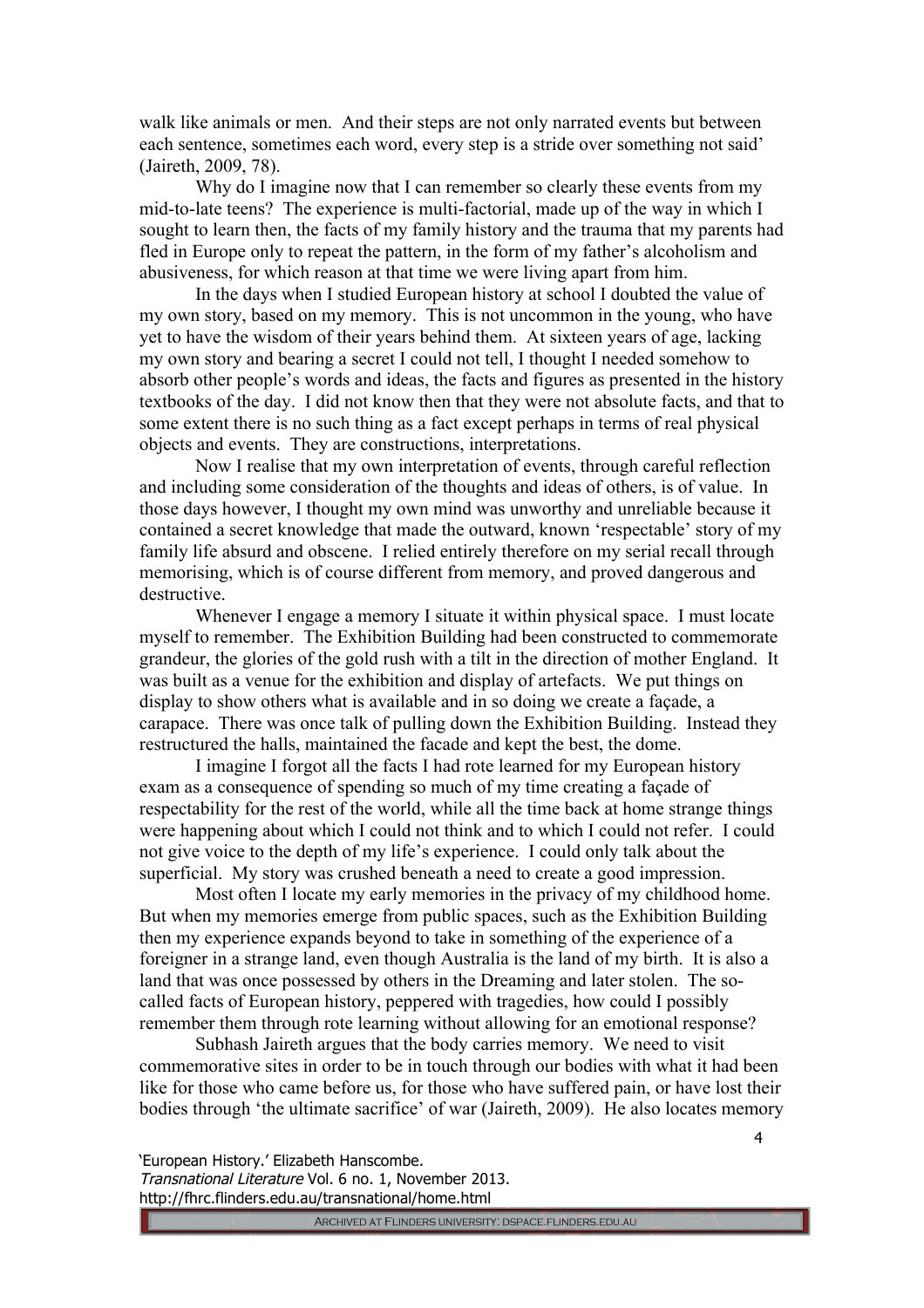walk like animals or men. And their steps are not only narrated events but between each sentence, sometimes each word, every step is a stride over something not said' (Jaireth, 2009, 78).

Why do I imagine now that I can remember so clearly these events from my mid-to-late teens? The experience is multi-factorial, made up of the way in which I sought to learn then, the facts of my family history and the trauma that my parents had fled in Europe only to repeat the pattern, in the form of my father's alcoholism and abusiveness, for which reason at that time we were living apart from him.

In the days when I studied European history at school I doubted the value of my own story, based on my memory. This is not uncommon in the young, who have yet to have the wisdom of their years behind them. At sixteen years of age, lacking my own story and bearing a secret I could not tell, I thought I needed somehow to absorb other people's words and ideas, the facts and figures as presented in the history textbooks of the day. I did not know then that they were not absolute facts, and that to some extent there is no such thing as a fact except perhaps in terms of real physical objects and events. They are constructions, interpretations.

Now I realise that my own interpretation of events, through careful reflection and including some consideration of the thoughts and ideas of others, is of value. In those days however, I thought my own mind was unworthy and unreliable because it contained a secret knowledge that made the outward, known 'respectable' story of my family life absurd and obscene. I relied entirely therefore on my serial recall through memorising, which is of course different from memory, and proved dangerous and destructive.

Whenever I engage a memory I situate it within physical space. I must locate myself to remember. The Exhibition Building had been constructed to commemorate grandeur, the glories of the gold rush with a tilt in the direction of mother England. It was built as a venue for the exhibition and display of artefacts. We put things on display to show others what is available and in so doing we create a façade, a carapace. There was once talk of pulling down the Exhibition Building. Instead they restructured the halls, maintained the facade and kept the best, the dome.

I imagine I forgot all the facts I had rote learned for my European history exam as a consequence of spending so much of my time creating a façade of respectability for the rest of the world, while all the time back at home strange things were happening about which I could not think and to which I could not refer. I could not give voice to the depth of my life's experience. I could only talk about the superficial. My story was crushed beneath a need to create a good impression.

Most often I locate my early memories in the privacy of my childhood home. But when my memories emerge from public spaces, such as the Exhibition Building then my experience expands beyond to take in something of the experience of a foreigner in a strange land, even though Australia is the land of my birth. It is also a land that was once possessed by others in the Dreaming and later stolen. The so-called facts of European history, peppered with tragedies, how could I possibly remember them through rote learning without allowing for an emotional response?

Subhash Jaireth argues that the body carries memory. We need to visit commemorative sites in order to be in touch through our bodies with what it had been like for those who came before us, for those who have suffered pain, or have lost their bodies through 'the ultimate sacrifice' of war (Jaireth, 2009). He also locates memory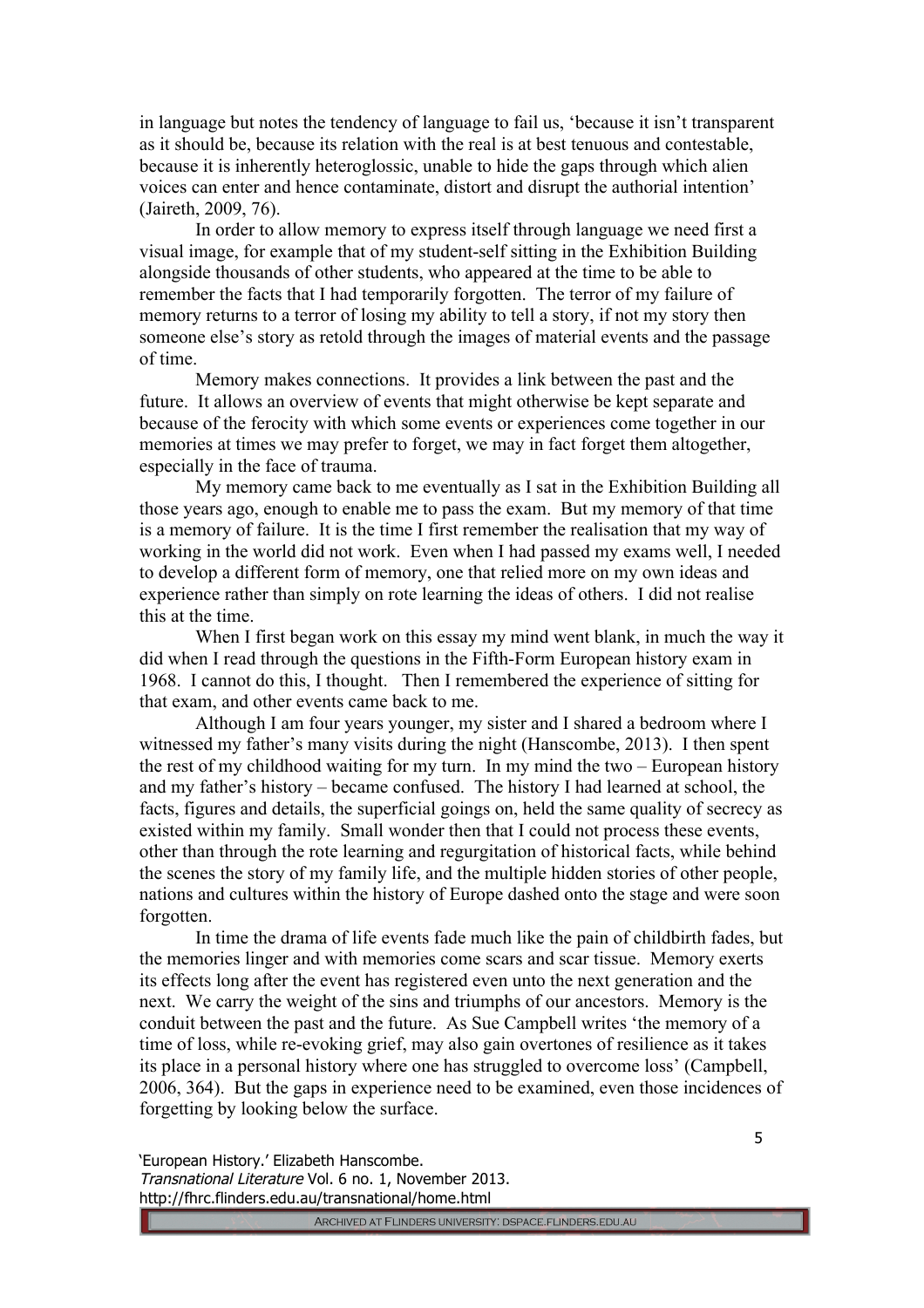in language but notes the tendency of language to fail us, 'because it isn't transparent as it should be, because its relation with the real is at best tenuous and contestable, because it is inherently heteroglossic, unable to hide the gaps through which alien voices can enter and hence contaminate, distort and disrupt the authorial intention' (Jaireth, 2009, 76).

In order to allow memory to express itself through language we need first a visual image, for example that of my student-self sitting in the Exhibition Building alongside thousands of other students, who appeared at the time to be able to remember the facts that I had temporarily forgotten. The terror of my failure of memory returns to a terror of losing my ability to tell a story, if not my story then someone else's story as retold through the images of material events and the passage of time.

Memory makes connections. It provides a link between the past and the future. It allows an overview of events that might otherwise be kept separate and because of the ferocity with which some events or experiences come together in our memories at times we may prefer to forget, we may in fact forget them altogether, especially in the face of trauma.

My memory came back to me eventually as I sat in the Exhibition Building all those years ago, enough to enable me to pass the exam. But my memory of that time is a memory of failure. It is the time I first remember the realisation that my way of working in the world did not work. Even when I had passed my exams well, I needed to develop a different form of memory, one that relied more on my own ideas and experience rather than simply on rote learning the ideas of others. I did not realise this at the time.

When I first began work on this essay my mind went blank, in much the way it did when I read through the questions in the Fifth-Form European history exam in 1968. I cannot do this, I thought. Then I remembered the experience of sitting for that exam, and other events came back to me.

Although I am four years younger, my sister and I shared a bedroom where I witnessed my father's many visits during the night (Hanscombe, 2013). I then spent the rest of my childhood waiting for my turn. In my mind the two – European history and my father's history – became confused. The history I had learned at school, the facts, figures and details, the superficial goings on, held the same quality of secrecy as existed within my family. Small wonder then that I could not process these events, other than through the rote learning and regurgitation of historical facts, while behind the scenes the story of my family life, and the multiple hidden stories of other people, nations and cultures within the history of Europe dashed onto the stage and were soon forgotten.

In time the drama of life events fade much like the pain of childbirth fades, but the memories linger and with memories come scars and scar tissue. Memory exerts its effects long after the event has registered even unto the next generation and the next. We carry the weight of the sins and triumphs of our ancestors. Memory is the conduit between the past and the future. As Sue Campbell writes 'the memory of a time of loss, while re-evoking grief, may also gain overtones of resilience as it takes its place in a personal history where one has struggled to overcome loss' (Campbell, 2006, 364). But the gaps in experience need to be examined, even those incidences of forgetting by looking below the surface.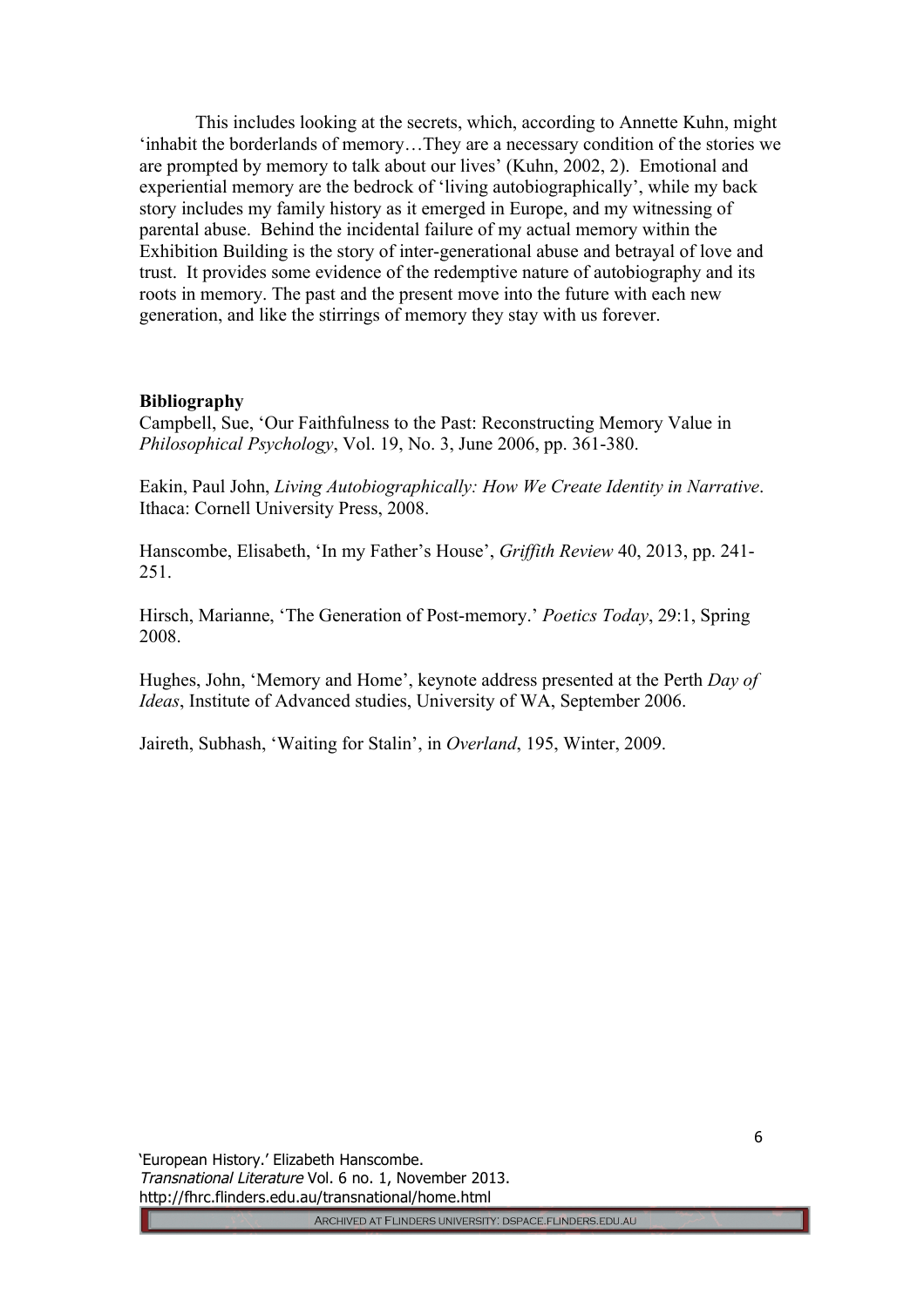This includes looking at the secrets, which, according to Annette Kuhn, might 'inhabit the borderlands of memory…They are a necessary condition of the stories we are prompted by memory to talk about our lives' (Kuhn, 2002, 2). Emotional and experiential memory are the bedrock of 'living autobiographically', while my back story includes my family history as it emerged in Europe, and my witnessing of parental abuse. Behind the incidental failure of my actual memory within the Exhibition Building is the story of inter-generational abuse and betrayal of love and trust. It provides some evidence of the redemptive nature of autobiography and its roots in memory. The past and the present move into the future with each new generation, and like the stirrings of memory they stay with us forever.

**Bibliography**

Campbell, Sue, 'Our Faithfulness to the Past: Reconstructing Memory Value in *Philosophical Psychology*, Vol. 19, No. 3, June 2006, pp. 361-380.

Eakin, Paul John, *Living Autobiographically: How We Create Identity in Narrative*. Ithaca: Cornell University Press, 2008.

Hanscombe, Elisabeth, 'In my Father's House', *Griffith Review* 40, 2013, pp. 241-251.

Hirsch, Marianne, 'The Generation of Post-memory.' *Poetics Today*, 29:1, Spring 2008.

Hughes, John, 'Memory and Home', keynote address presented at the Perth *Day of Ideas*, Institute of Advanced studies, University of WA, September 2006.

Jaireth, Subhash, 'Waiting for Stalin', in *Overland*, 195, Winter, 2009.